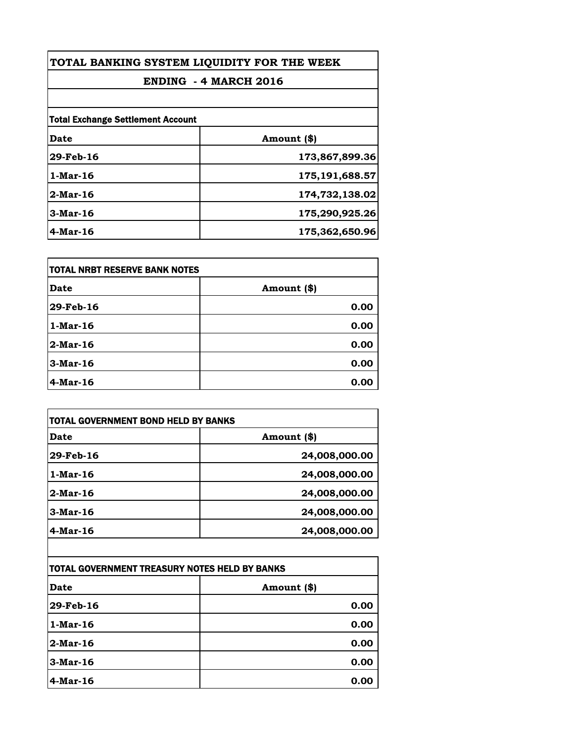# TOTAL BANKING SYSTEM LIQUIDITY FOR THE WEEK

## ENDING - 4 MARCH 2016

**Total Exchange Settlement Account**

| Date | Amount ($) |
|---|---|
| 29-Feb-16 | 173,867,899.36 |
| 1-Mar-16 | 175,191,688.57 |
| 2-Mar-16 | 174,732,138.02 |
| 3-Mar-16 | 175,290,925.26 |
| 4-Mar-16 | 175,362,650.96 |

**TOTAL NRBT RESERVE BANK NOTES**

| Date | Amount ($) |
|---|---|
| 29-Feb-16 | 0.00 |
| 1-Mar-16 | 0.00 |
| 2-Mar-16 | 0.00 |
| 3-Mar-16 | 0.00 |
| 4-Mar-16 | 0.00 |

**TOTAL GOVERNMENT BOND HELD BY BANKS**

| Date | Amount ($) |
|---|---|
| 29-Feb-16 | 24,008,000.00 |
| 1-Mar-16 | 24,008,000.00 |
| 2-Mar-16 | 24,008,000.00 |
| 3-Mar-16 | 24,008,000.00 |
| 4-Mar-16 | 24,008,000.00 |

**TOTAL GOVERNMENT TREASURY NOTES HELD BY BANKS**

| Date | Amount ($) |
|---|---|
| 29-Feb-16 | 0.00 |
| 1-Mar-16 | 0.00 |
| 2-Mar-16 | 0.00 |
| 3-Mar-16 | 0.00 |
| 4-Mar-16 | 0.00 |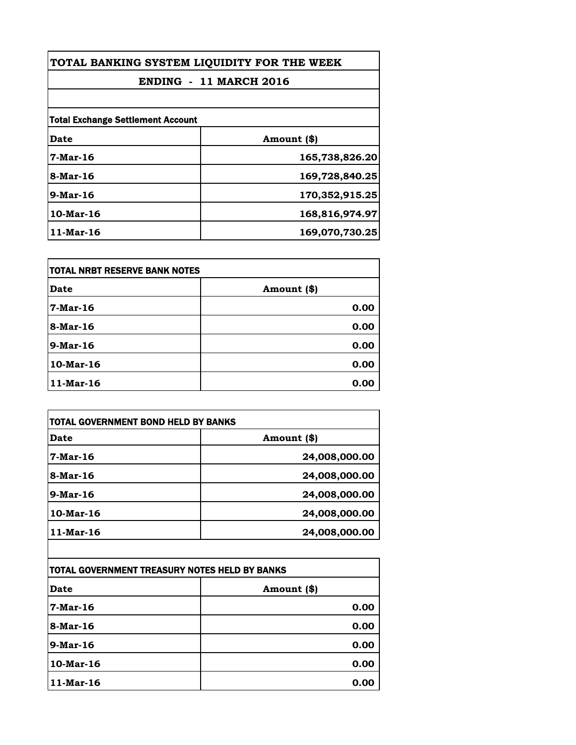# TOTAL BANKING SYSTEM LIQUIDITY FOR THE WEEK

## ENDING - 11 MARCH 2016

**Total Exchange Settlement Account**

| Date | Amount ($) |
|---|---|
| 7-Mar-16 | 165,738,826.20 |
| 8-Mar-16 | 169,728,840.25 |
| 9-Mar-16 | 170,352,915.25 |
| 10-Mar-16 | 168,816,974.97 |
| 11-Mar-16 | 169,070,730.25 |

**TOTAL NRBT RESERVE BANK NOTES**

| Date | Amount ($) |
|---|---|
| 7-Mar-16 | 0.00 |
| 8-Mar-16 | 0.00 |
| 9-Mar-16 | 0.00 |
| 10-Mar-16 | 0.00 |
| 11-Mar-16 | 0.00 |

**TOTAL GOVERNMENT BOND HELD BY BANKS**

| Date | Amount ($) |
|---|---|
| 7-Mar-16 | 24,008,000.00 |
| 8-Mar-16 | 24,008,000.00 |
| 9-Mar-16 | 24,008,000.00 |
| 10-Mar-16 | 24,008,000.00 |
| 11-Mar-16 | 24,008,000.00 |

**TOTAL GOVERNMENT TREASURY NOTES HELD BY BANKS**

| Date | Amount ($) |
|---|---|
| 7-Mar-16 | 0.00 |
| 8-Mar-16 | 0.00 |
| 9-Mar-16 | 0.00 |
| 10-Mar-16 | 0.00 |
| 11-Mar-16 | 0.00 |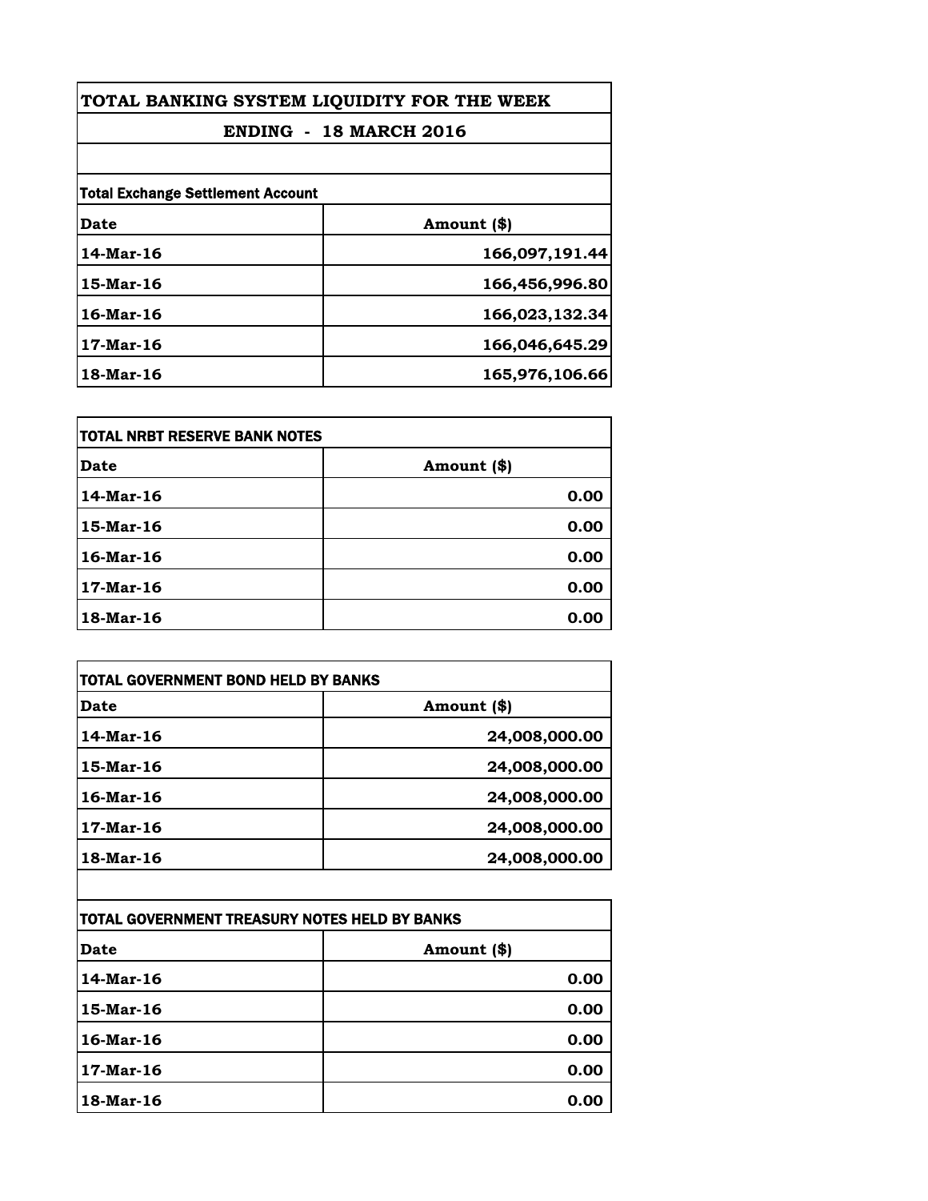# TOTAL BANKING SYSTEM LIQUIDITY FOR THE WEEK

## ENDING - 18 MARCH 2016

**Total Exchange Settlement Account**

| Date | Amount ($) |
|---|---|
| 14-Mar-16 | 166,097,191.44 |
| 15-Mar-16 | 166,456,996.80 |
| 16-Mar-16 | 166,023,132.34 |
| 17-Mar-16 | 166,046,645.29 |
| 18-Mar-16 | 165,976,106.66 |

**TOTAL NRBT RESERVE BANK NOTES**

| Date | Amount ($) |
|---|---|
| 14-Mar-16 | 0.00 |
| 15-Mar-16 | 0.00 |
| 16-Mar-16 | 0.00 |
| 17-Mar-16 | 0.00 |
| 18-Mar-16 | 0.00 |

**TOTAL GOVERNMENT BOND HELD BY BANKS**

| Date | Amount ($) |
|---|---|
| 14-Mar-16 | 24,008,000.00 |
| 15-Mar-16 | 24,008,000.00 |
| 16-Mar-16 | 24,008,000.00 |
| 17-Mar-16 | 24,008,000.00 |
| 18-Mar-16 | 24,008,000.00 |

**TOTAL GOVERNMENT TREASURY NOTES HELD BY BANKS**

| Date | Amount ($) |
|---|---|
| 14-Mar-16 | 0.00 |
| 15-Mar-16 | 0.00 |
| 16-Mar-16 | 0.00 |
| 17-Mar-16 | 0.00 |
| 18-Mar-16 | 0.00 |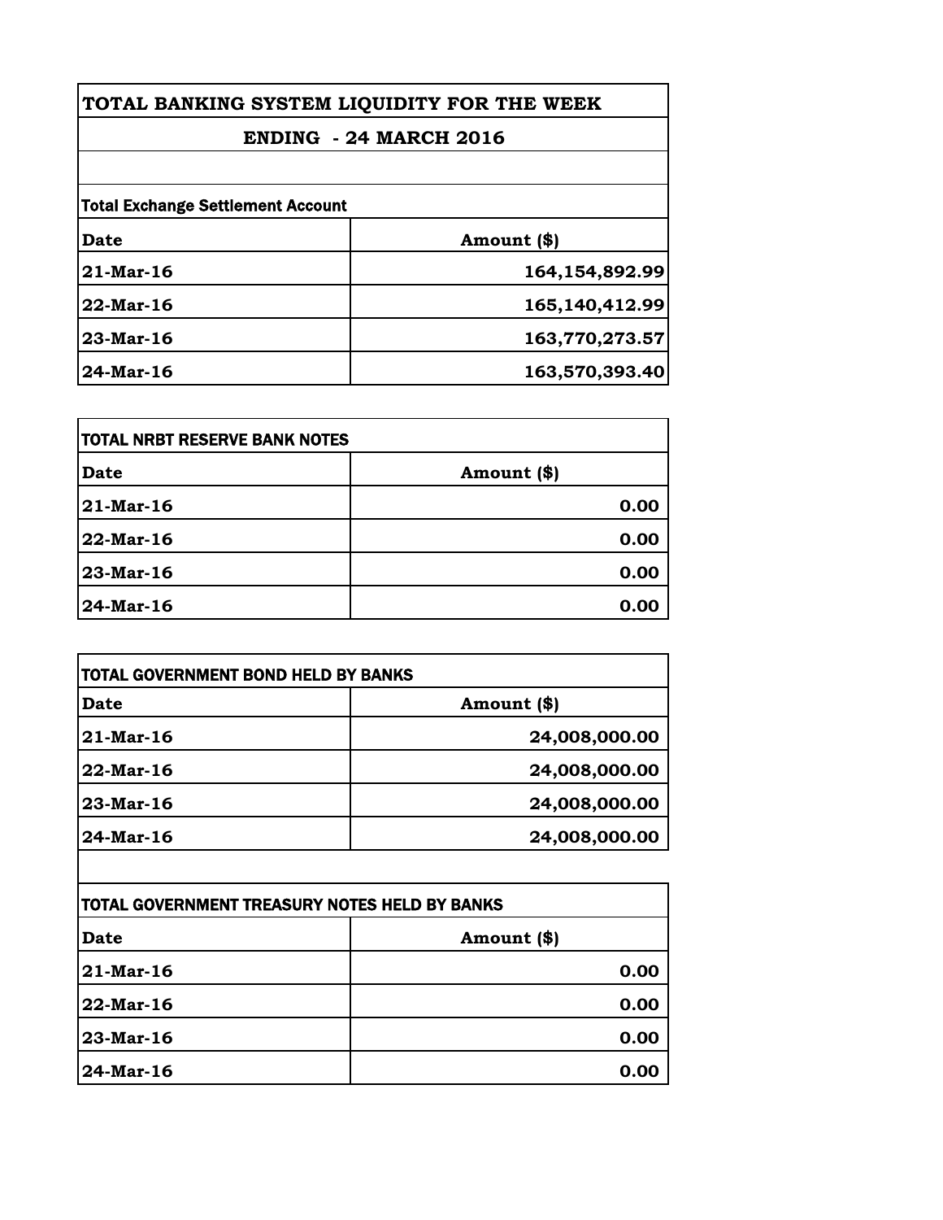# TOTAL BANKING SYSTEM LIQUIDITY FOR THE WEEK

## ENDING - 24 MARCH 2016

**Total Exchange Settlement Account**

| Date | Amount ($) |
|---|---|
| 21-Mar-16 | 164,154,892.99 |
| 22-Mar-16 | 165,140,412.99 |
| 23-Mar-16 | 163,770,273.57 |
| 24-Mar-16 | 163,570,393.40 |

**TOTAL NRBT RESERVE BANK NOTES**

| Date | Amount ($) |
|---|---|
| 21-Mar-16 | 0.00 |
| 22-Mar-16 | 0.00 |
| 23-Mar-16 | 0.00 |
| 24-Mar-16 | 0.00 |

**TOTAL GOVERNMENT BOND HELD BY BANKS**

| Date | Amount ($) |
|---|---|
| 21-Mar-16 | 24,008,000.00 |
| 22-Mar-16 | 24,008,000.00 |
| 23-Mar-16 | 24,008,000.00 |
| 24-Mar-16 | 24,008,000.00 |

**TOTAL GOVERNMENT TREASURY NOTES HELD BY BANKS**

| Date | Amount ($) |
|---|---|
| 21-Mar-16 | 0.00 |
| 22-Mar-16 | 0.00 |
| 23-Mar-16 | 0.00 |
| 24-Mar-16 | 0.00 |